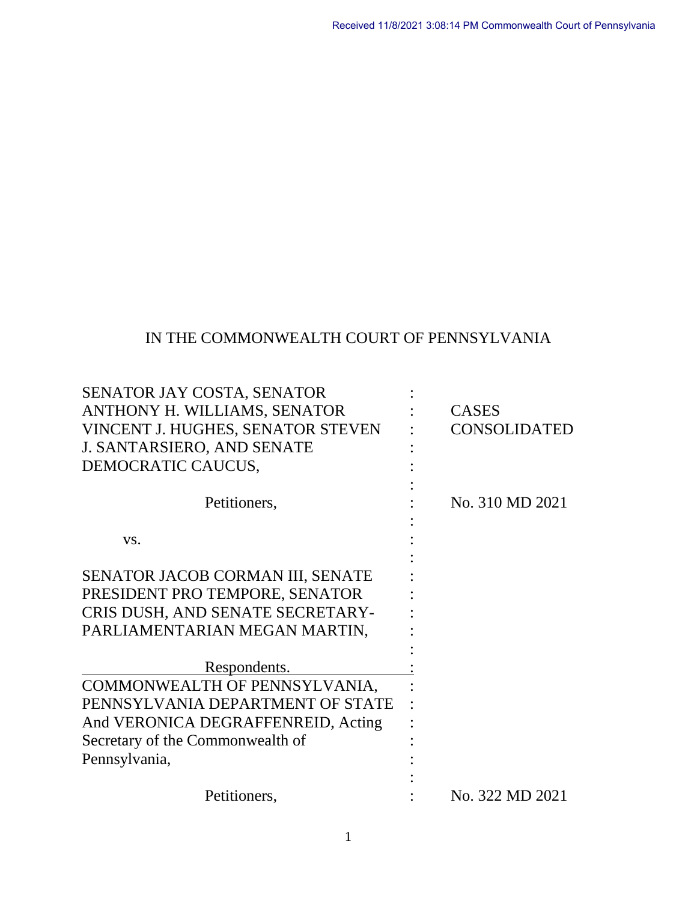Received 11/8/2021 3:08:14 PM Commonwealth Court of Pennsylvania

IN THE COMMONWEALTH COURT OF PENNSYLVANIA

| | | |
|---|---|---|
| SENATOR JAY COSTA, SENATOR ANTHONY H. WILLIAMS, SENATOR VINCENT J. HUGHES, SENATOR STEVEN J. SANTARSIERO, AND SENATE DEMOCRATIC CAUCUS, | : | CASES CONSOLIDATED |
| Petitioners, | : | No. 310 MD 2021 |
| vs. | : | |
| SENATOR JACOB CORMAN III, SENATE PRESIDENT PRO TEMPORE, SENATOR CRIS DUSH, AND SENATE SECRETARY-PARLIAMENTARIAN MEGAN MARTIN, | : | |
| Respondents. | : | |
| COMMONWEALTH OF PENNSYLVANIA, PENNSYLVANIA DEPARTMENT OF STATE And VERONICA DEGRAFFENREID, Acting Secretary of the Commonwealth of Pennsylvania, | : | |
| Petitioners, | : | No. 322 MD 2021 |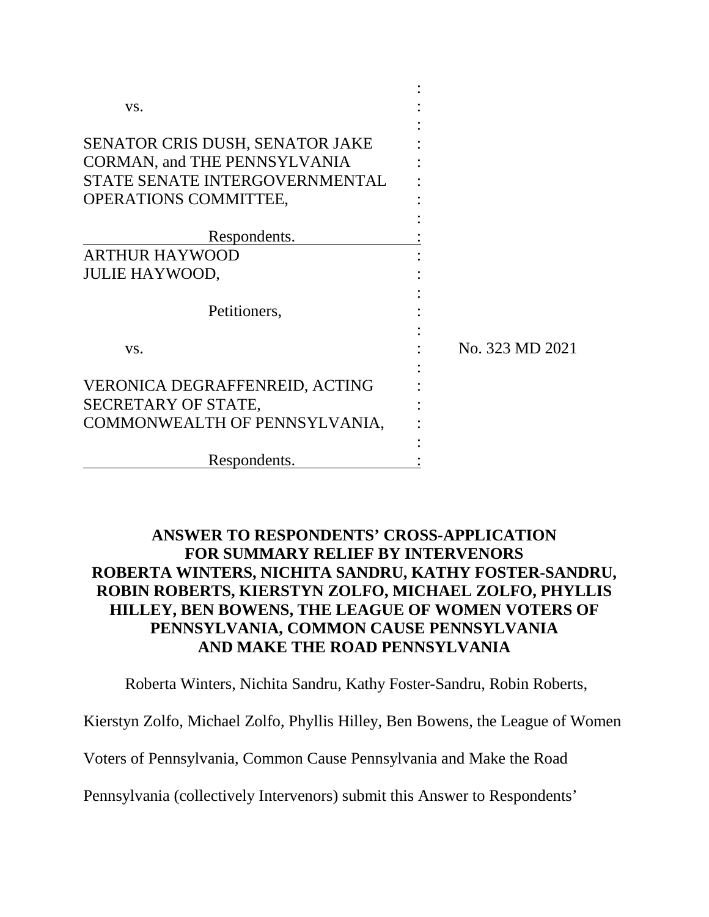| | | |
|---|---|---|
| vs. | : | |
| SENATOR CRIS DUSH, SENATOR JAKE CORMAN, and THE PENNSYLVANIA STATE SENATE INTERGOVERNMENTAL OPERATIONS COMMITTEE, | : | |
| Respondents. | : | |
| ARTHUR HAYWOOD JULIE HAYWOOD, | : | |
| Petitioners, | : | |
| vs. | : | No. 323 MD 2021 |
| VERONICA DEGRAFFENREID, ACTING SECRETARY OF STATE, COMMONWEALTH OF PENNSYLVANIA, | : | |
| Respondents. | : | |

**ANSWER TO RESPONDENTS' CROSS-APPLICATION FOR SUMMARY RELIEF BY INTERVENORS ROBERTA WINTERS, NICHITA SANDRU, KATHY FOSTER-SANDRU, ROBIN ROBERTS, KIERSTYN ZOLFO, MICHAEL ZOLFO, PHYLLIS HILLEY, BEN BOWENS, THE LEAGUE OF WOMEN VOTERS OF PENNSYLVANIA, COMMON CAUSE PENNSYLVANIA AND MAKE THE ROAD PENNSYLVANIA**

Roberta Winters, Nichita Sandru, Kathy Foster-Sandru, Robin Roberts, Kierstyn Zolfo, Michael Zolfo, Phyllis Hilley, Ben Bowens, the League of Women Voters of Pennsylvania, Common Cause Pennsylvania and Make the Road Pennsylvania (collectively Intervenors) submit this Answer to Respondents'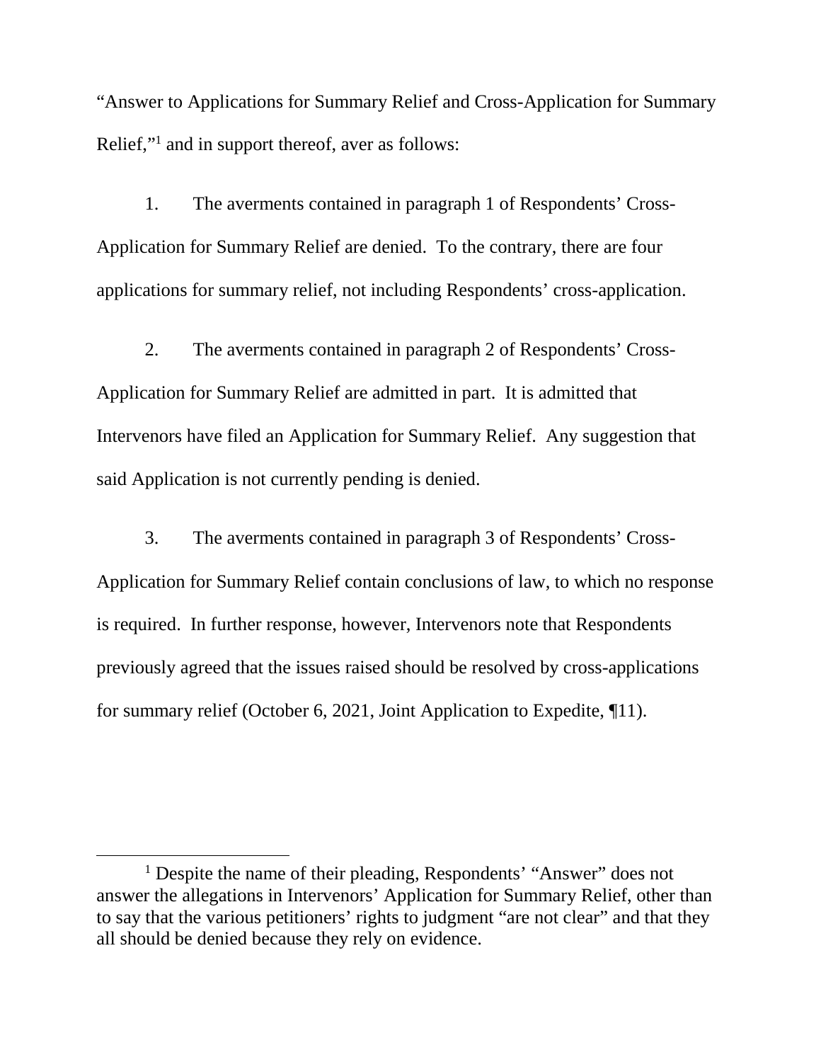"Answer to Applications for Summary Relief and Cross-Application for Summary Relief,"[1] and in support thereof, aver as follows:

1. The averments contained in paragraph 1 of Respondents' Cross-Application for Summary Relief are denied. To the contrary, there are four applications for summary relief, not including Respondents' cross-application.

2. The averments contained in paragraph 2 of Respondents' Cross-Application for Summary Relief are admitted in part. It is admitted that Intervenors have filed an Application for Summary Relief. Any suggestion that said Application is not currently pending is denied.

3. The averments contained in paragraph 3 of Respondents' Cross-Application for Summary Relief contain conclusions of law, to which no response is required. In further response, however, Intervenors note that Respondents previously agreed that the issues raised should be resolved by cross-applications for summary relief (October 6, 2021, Joint Application to Expedite, ¶11).

[1] Despite the name of their pleading, Respondents' "Answer" does not answer the allegations in Intervenors' Application for Summary Relief, other than to say that the various petitioners' rights to judgment "are not clear" and that they all should be denied because they rely on evidence.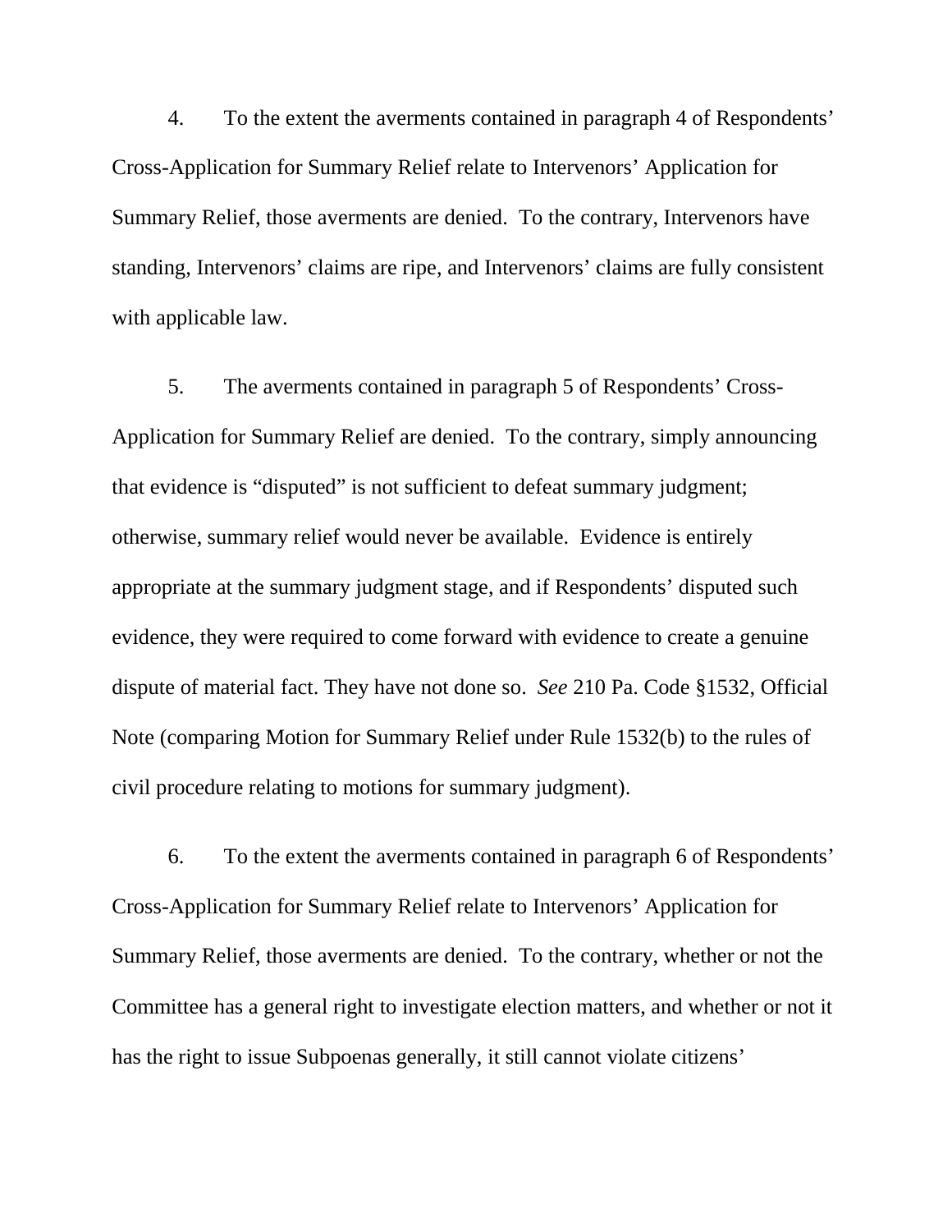4. To the extent the averments contained in paragraph 4 of Respondents' Cross-Application for Summary Relief relate to Intervenors' Application for Summary Relief, those averments are denied. To the contrary, Intervenors have standing, Intervenors' claims are ripe, and Intervenors' claims are fully consistent with applicable law.

5. The averments contained in paragraph 5 of Respondents' Cross-Application for Summary Relief are denied. To the contrary, simply announcing that evidence is "disputed" is not sufficient to defeat summary judgment; otherwise, summary relief would never be available. Evidence is entirely appropriate at the summary judgment stage, and if Respondents' disputed such evidence, they were required to come forward with evidence to create a genuine dispute of material fact. They have not done so. *See* 210 Pa. Code §1532, Official Note (comparing Motion for Summary Relief under Rule 1532(b) to the rules of civil procedure relating to motions for summary judgment).

6. To the extent the averments contained in paragraph 6 of Respondents' Cross-Application for Summary Relief relate to Intervenors' Application for Summary Relief, those averments are denied. To the contrary, whether or not the Committee has a general right to investigate election matters, and whether or not it has the right to issue Subpoenas generally, it still cannot violate citizens'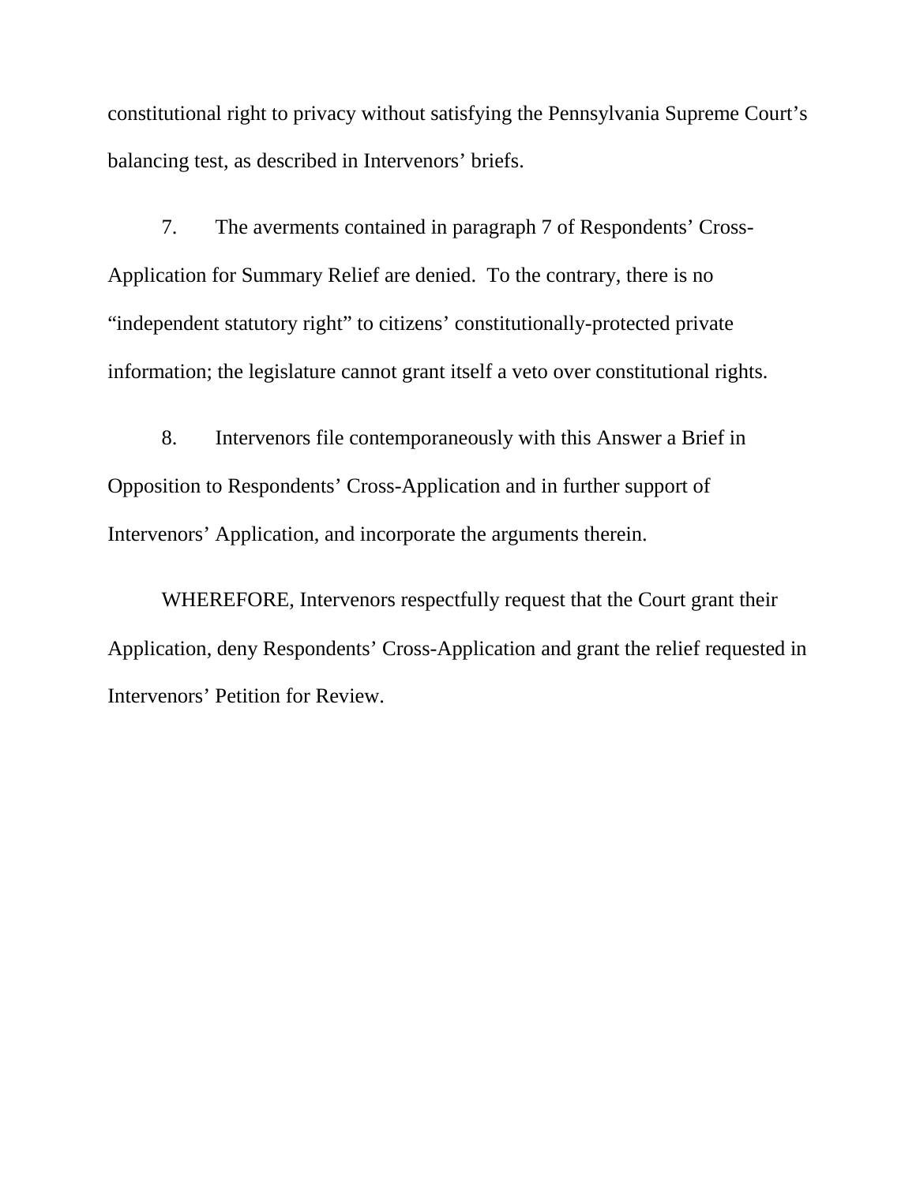constitutional right to privacy without satisfying the Pennsylvania Supreme Court's balancing test, as described in Intervenors' briefs.

7. The averments contained in paragraph 7 of Respondents' Cross-Application for Summary Relief are denied. To the contrary, there is no "independent statutory right" to citizens' constitutionally-protected private information; the legislature cannot grant itself a veto over constitutional rights.

8. Intervenors file contemporaneously with this Answer a Brief in Opposition to Respondents' Cross-Application and in further support of Intervenors' Application, and incorporate the arguments therein.

WHEREFORE, Intervenors respectfully request that the Court grant their Application, deny Respondents' Cross-Application and grant the relief requested in Intervenors' Petition for Review.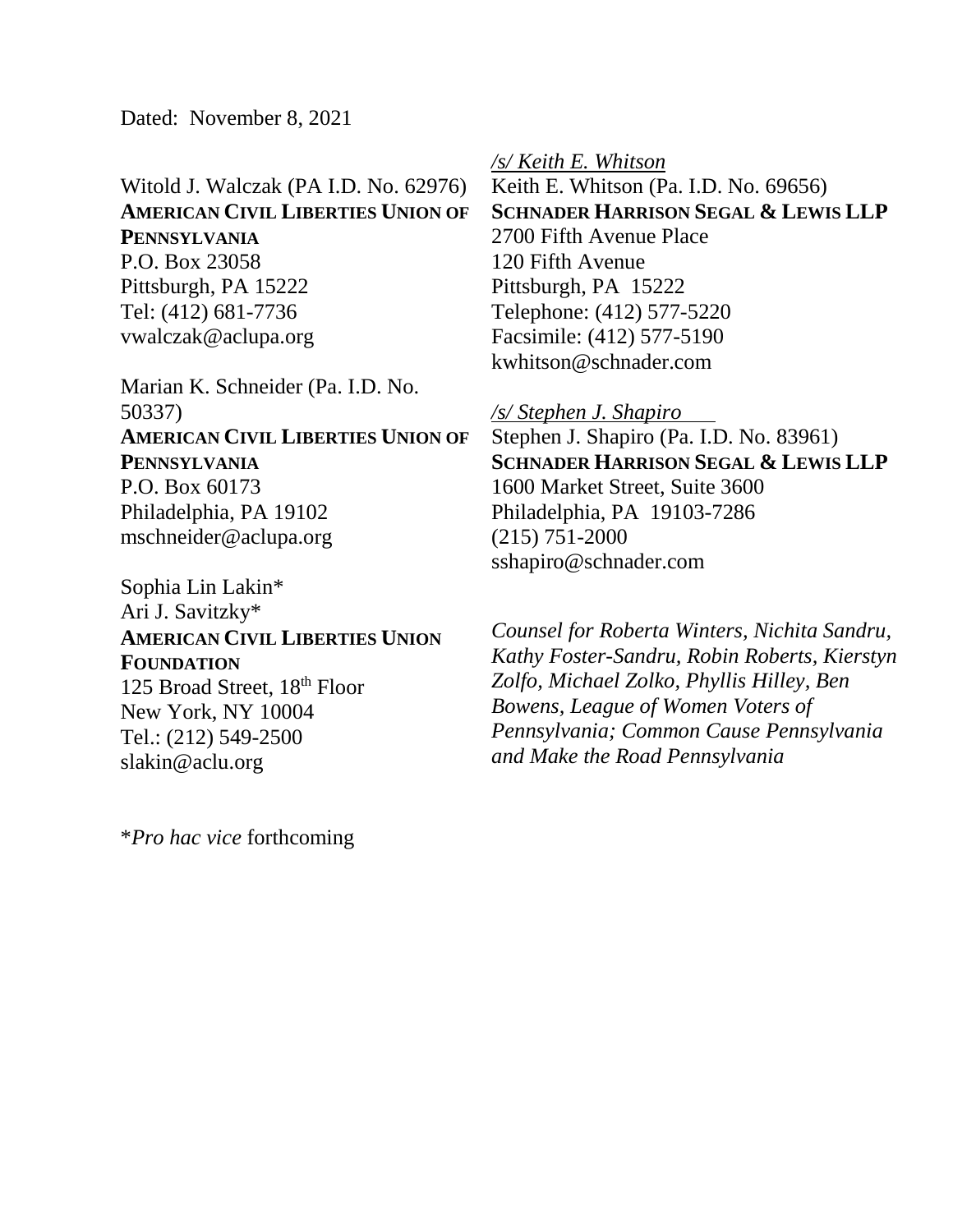Dated: November 8, 2021

Witold J. Walczak (PA I.D. No. 62976)
**AMERICAN CIVIL LIBERTIES UNION OF PENNSYLVANIA**
P.O. Box 23058
Pittsburgh, PA 15222
Tel: (412) 681-7736
vwalczak@aclupa.org

Marian K. Schneider (Pa. I.D. No. 50337)
**AMERICAN CIVIL LIBERTIES UNION OF PENNSYLVANIA**
P.O. Box 60173
Philadelphia, PA 19102
mschneider@aclupa.org

Sophia Lin Lakin*
Ari J. Savitzky*
**AMERICAN CIVIL LIBERTIES UNION FOUNDATION**
125 Broad Street, 18th Floor
New York, NY 10004
Tel.: (212) 549-2500
slakin@aclu.org

*Pro hac vice* forthcoming

*/s/ Keith E. Whitson*
Keith E. Whitson (Pa. I.D. No. 69656)
**SCHNADER HARRISON SEGAL & LEWIS LLP**
2700 Fifth Avenue Place
120 Fifth Avenue
Pittsburgh, PA 15222
Telephone: (412) 577-5220
Facsimile: (412) 577-5190
kwhitson@schnader.com

*/s/ Stephen J. Shapiro*
Stephen J. Shapiro (Pa. I.D. No. 83961)
**SCHNADER HARRISON SEGAL & LEWIS LLP**
1600 Market Street, Suite 3600
Philadelphia, PA 19103-7286
(215) 751-2000
sshapiro@schnader.com

*Counsel for Roberta Winters, Nichita Sandru, Kathy Foster-Sandru, Robin Roberts, Kierstyn Zolfo, Michael Zolko, Phyllis Hilley, Ben Bowens, League of Women Voters of Pennsylvania; Common Cause Pennsylvania and Make the Road Pennsylvania*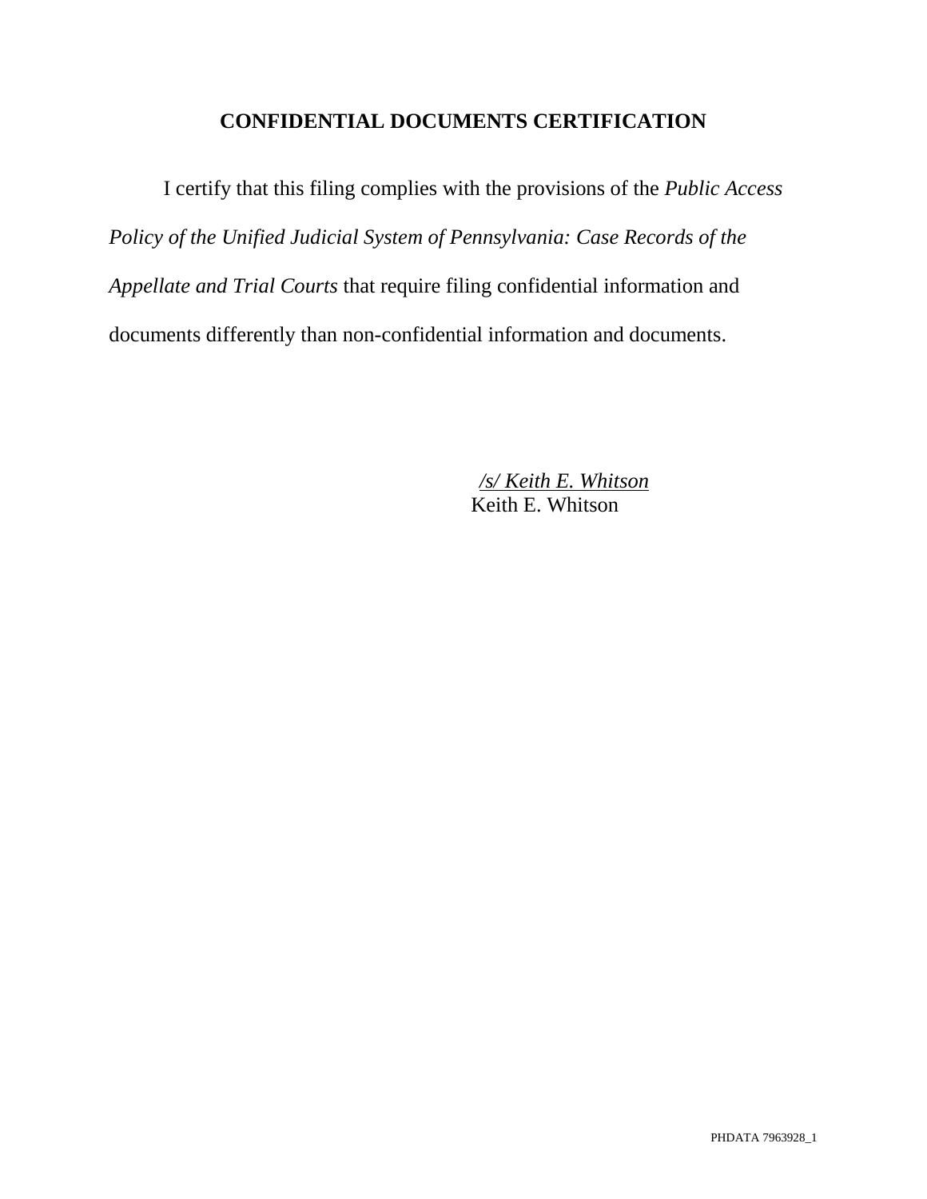## CONFIDENTIAL DOCUMENTS CERTIFICATION

I certify that this filing complies with the provisions of the *Public Access Policy of the Unified Judicial System of Pennsylvania: Case Records of the Appellate and Trial Courts* that require filing confidential information and documents differently than non-confidential information and documents.

*/s/ Keith E. Whitson*
Keith E. Whitson

PHDATA 7963928_1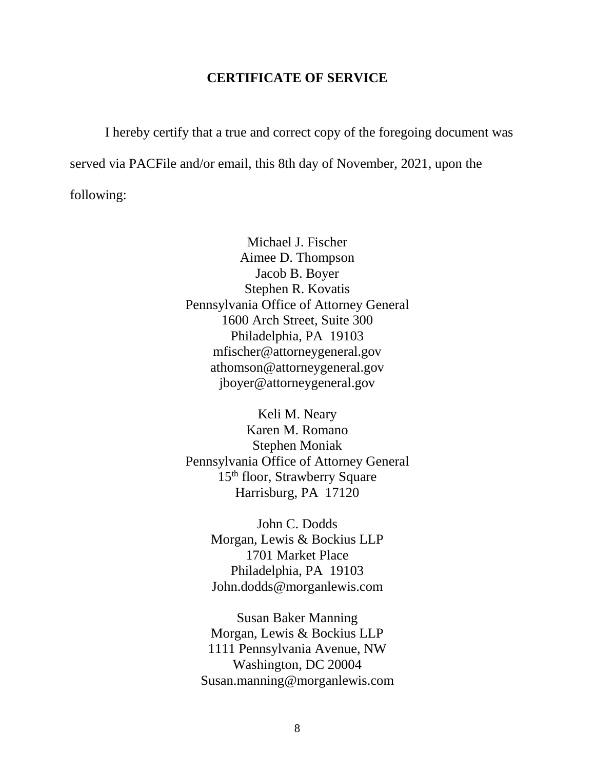## CERTIFICATE OF SERVICE

I hereby certify that a true and correct copy of the foregoing document was served via PACFile and/or email, this 8th day of November, 2021, upon the following:

Michael J. Fischer
Aimee D. Thompson
Jacob B. Boyer
Stephen R. Kovatis
Pennsylvania Office of Attorney General
1600 Arch Street, Suite 300
Philadelphia, PA 19103
mfischer@attorneygeneral.gov
athomson@attorneygeneral.gov
jboyer@attorneygeneral.gov

Keli M. Neary
Karen M. Romano
Stephen Moniak
Pennsylvania Office of Attorney General
15th floor, Strawberry Square
Harrisburg, PA 17120

John C. Dodds
Morgan, Lewis & Bockius LLP
1701 Market Place
Philadelphia, PA 19103
John.dodds@morganlewis.com

Susan Baker Manning
Morgan, Lewis & Bockius LLP
1111 Pennsylvania Avenue, NW
Washington, DC 20004
Susan.manning@morganlewis.com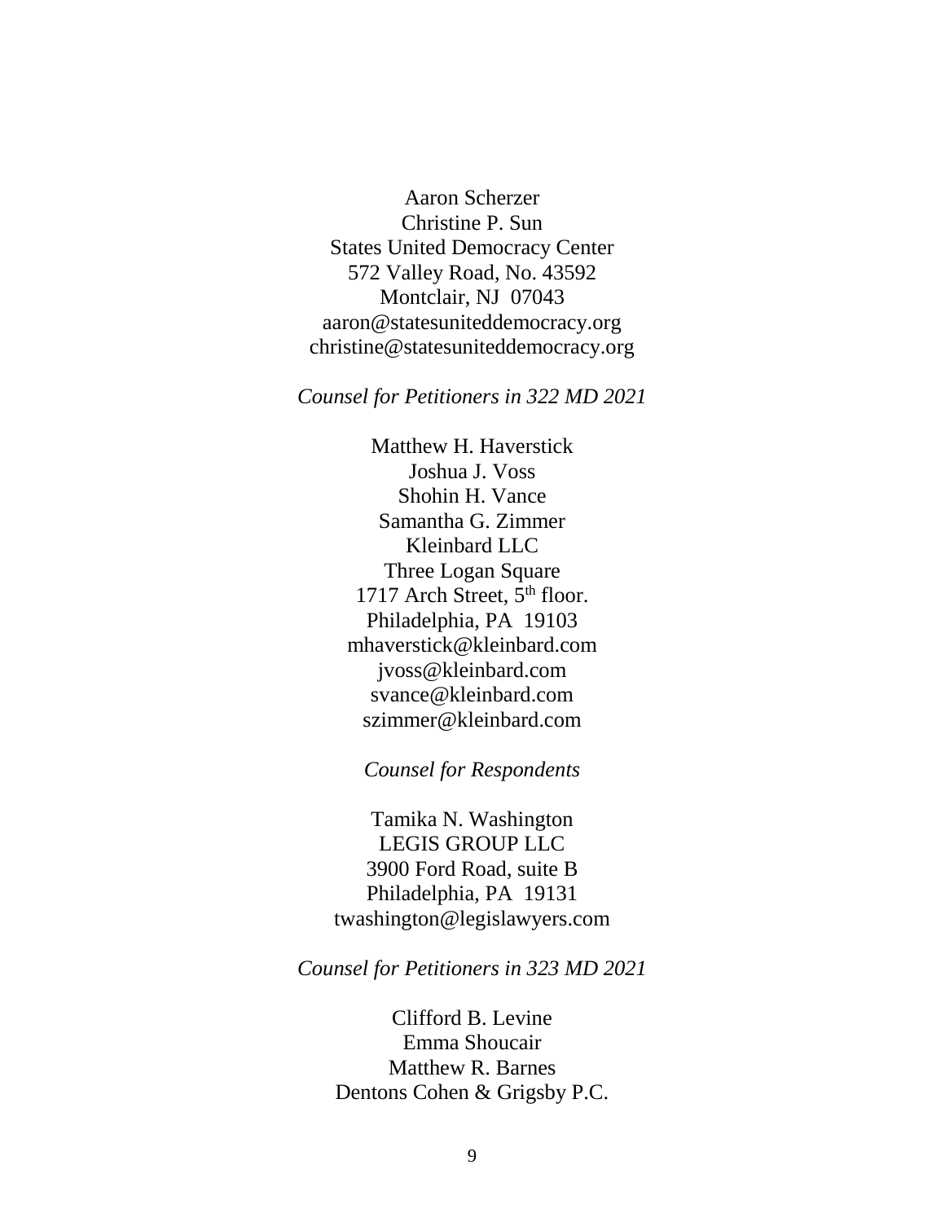Aaron Scherzer
Christine P. Sun
States United Democracy Center
572 Valley Road, No. 43592
Montclair, NJ 07043
aaron@statesuniteddemocracy.org
christine@statesuniteddemocracy.org

*Counsel for Petitioners in 322 MD 2021*

Matthew H. Haverstick
Joshua J. Voss
Shohin H. Vance
Samantha G. Zimmer
Kleinbard LLC
Three Logan Square
1717 Arch Street, 5th floor.
Philadelphia, PA 19103
mhaverstick@kleinbard.com
jvoss@kleinbard.com
svance@kleinbard.com
szimmer@kleinbard.com

*Counsel for Respondents*

Tamika N. Washington
LEGIS GROUP LLC
3900 Ford Road, suite B
Philadelphia, PA 19131
twashington@legislawyers.com

*Counsel for Petitioners in 323 MD 2021*

Clifford B. Levine
Emma Shoucair
Matthew R. Barnes
Dentons Cohen & Grigsby P.C.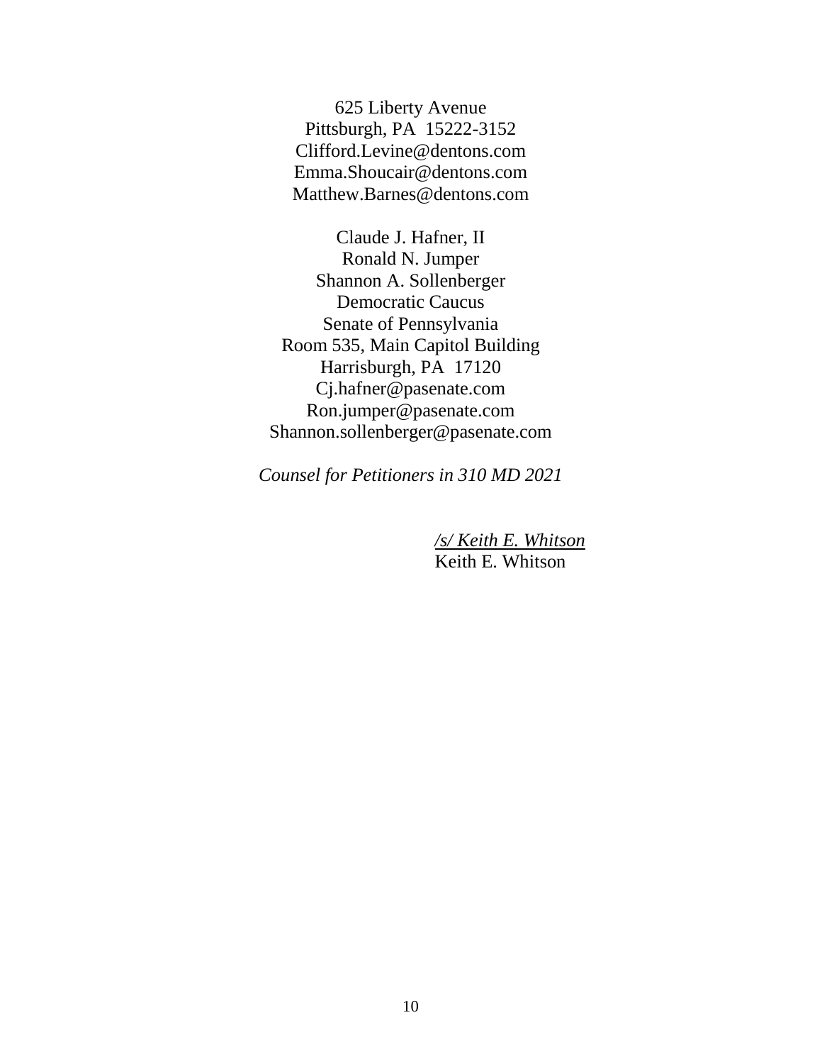625 Liberty Avenue
Pittsburgh, PA 15222-3152
Clifford.Levine@dentons.com
Emma.Shoucair@dentons.com
Matthew.Barnes@dentons.com

Claude J. Hafner, II
Ronald N. Jumper
Shannon A. Sollenberger
Democratic Caucus
Senate of Pennsylvania
Room 535, Main Capitol Building
Harrisburgh, PA 17120
Cj.hafner@pasenate.com
Ron.jumper@pasenate.com
Shannon.sollenberger@pasenate.com

*Counsel for Petitioners in 310 MD 2021*

*/s/ Keith E. Whitson*
Keith E. Whitson